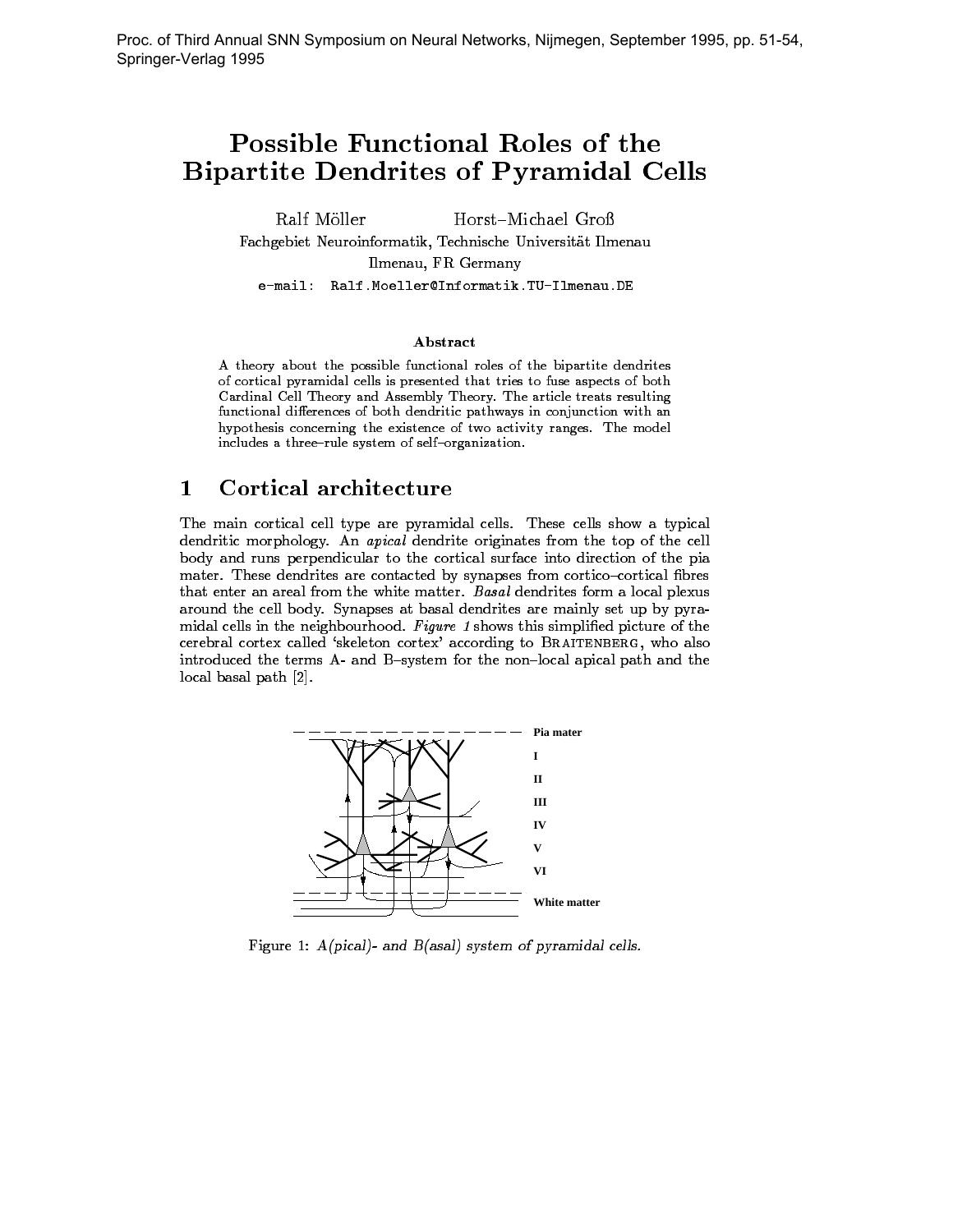Proc. of Third Annual SNN Symposium on Neural Networks, Nijmegen, September 1995, pp. 51-54, Springer-Verlag 1995

# Possible Functional Roles of the Bipartite Dendrites of Pyramidal Cells

Ralf Möller    Horst–Michael Groß

Fachgebiet Neuroinformatik, Technische Universität Ilmenau

Ilmenau, FR Germany

e-mail: Ralf.Moeller@Informatik.TU-Ilmenau.DE

### Abstract

A theory about the possible functional roles of the bipartite dendrites of cortical pyramidal cells is presented that tries to fuse aspects of both Cardinal Cell Theory and Assembly Theory. The article treats resulting functional differences of both dendritic pathways in conjunction with an hypothesis concerning the existence of two activity ranges. The model includes a three–rule system of self–organization.

## 1 Cortical architecture

The main cortical cell type are pyramidal cells. These cells show a typical dendritic morphology. An *apical* dendrite originates from the top of the cell body and runs perpendicular to the cortical surface into direction of the pia mater. These dendrites are contacted by synapses from cortico–cortical fibres that enter an areal from the white matter. *Basal* dendrites form a local plexus around the cell body. Synapses at basal dendrites are mainly set up by pyramidal cells in the neighbourhood. *Figure 1* shows this simplified picture of the cerebral cortex called 'skeleton cortex' according to Braitenberg, who also introduced the terms A- and B–system for the non–local apical path and the local basal path [2].

Figure 1: *A(pical)- and B(asal) system of pyramidal cells.*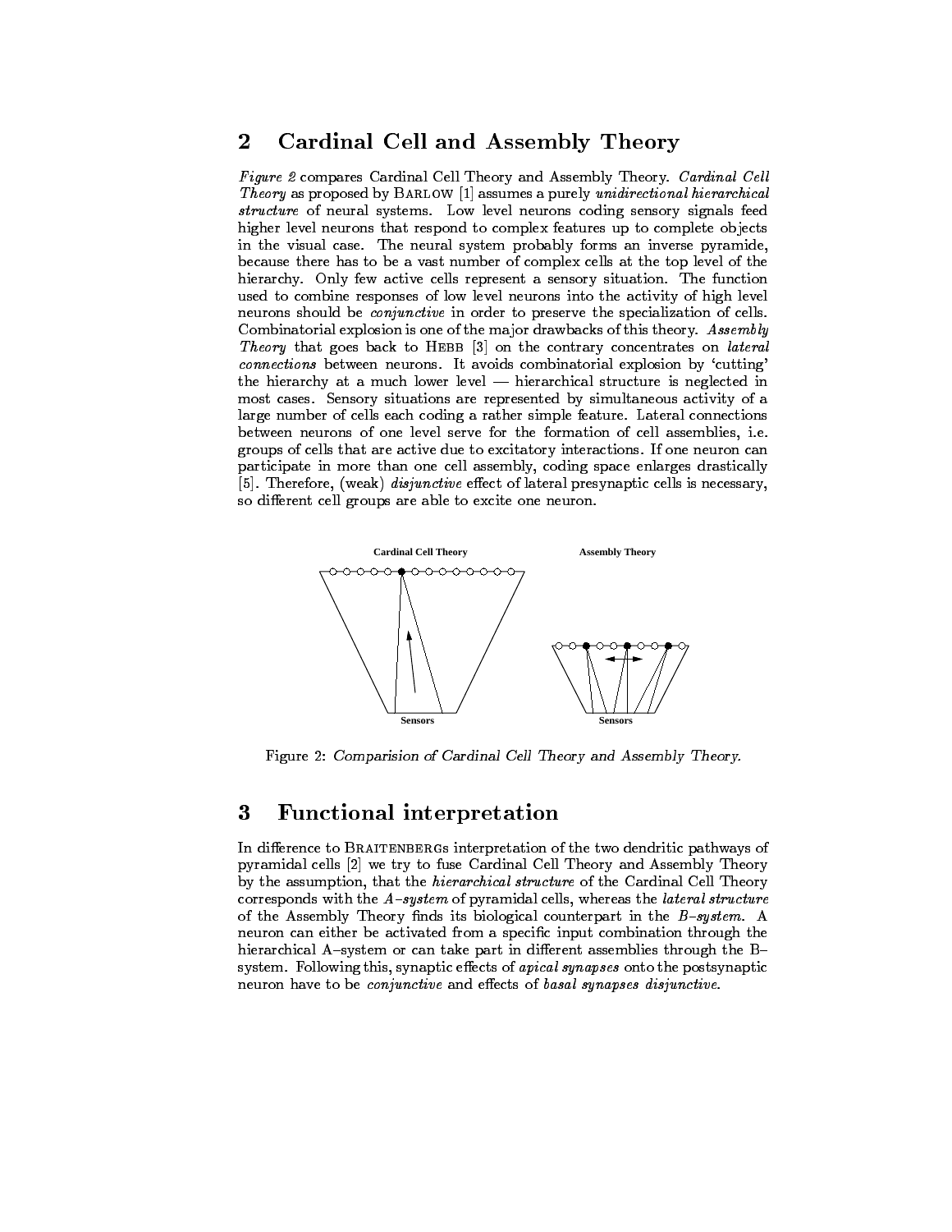## 2 Cardinal Cell and Assembly Theory

*Figure 2* compares Cardinal Cell Theory and Assembly Theory. *Cardinal Cell Theory* as proposed by BARLOW [1] assumes a purely *unidirectional hierarchical structure* of neural systems. Low level neurons coding sensory signals feed higher level neurons that respond to complex features up to complete objects in the visual case. The neural system probably forms an inverse pyramide, because there has to be a vast number of complex cells at the top level of the hierarchy. Only few active cells represent a sensory situation. The function used to combine responses of low level neurons into the activity of high level neurons should be *conjunctive* in order to preserve the specialization of cells. Combinatorial explosion is one of the major drawbacks of this theory. *Assembly Theory* that goes back to HEBB [3] on the contrary concentrates on *lateral connections* between neurons. It avoids combinatorial explosion by 'cutting' the hierarchy at a much lower level — hierarchical structure is neglected in most cases. Sensory situations are represented by simultaneous activity of a large number of cells each coding a rather simple feature. Lateral connections between neurons of one level serve for the formation of cell assemblies, i.e. groups of cells that are active due to excitatory interactions. If one neuron can participate in more than one cell assembly, coding space enlarges drastically [5]. Therefore, (weak) *disjunctive* effect of lateral presynaptic cells is necessary, so different cell groups are able to excite one neuron.

Figure 2: *Comparision of Cardinal Cell Theory and Assembly Theory.*

## 3 Functional interpretation

In difference to BRAITENBERGs interpretation of the two dendritic pathways of pyramidal cells [2] we try to fuse Cardinal Cell Theory and Assembly Theory by the assumption, that the *hierarchical structure* of the Cardinal Cell Theory corresponds with the *A–system* of pyramidal cells, whereas the *lateral structure* of the Assembly Theory finds its biological counterpart in the *B–system*. A neuron can either be activated from a specific input combination through the hierarchical A–system or can take part in different assemblies through the B–system. Following this, synaptic effects of *apical synapses* onto the postsynaptic neuron have to be *conjunctive* and effects of *basal synapses disjunctive*.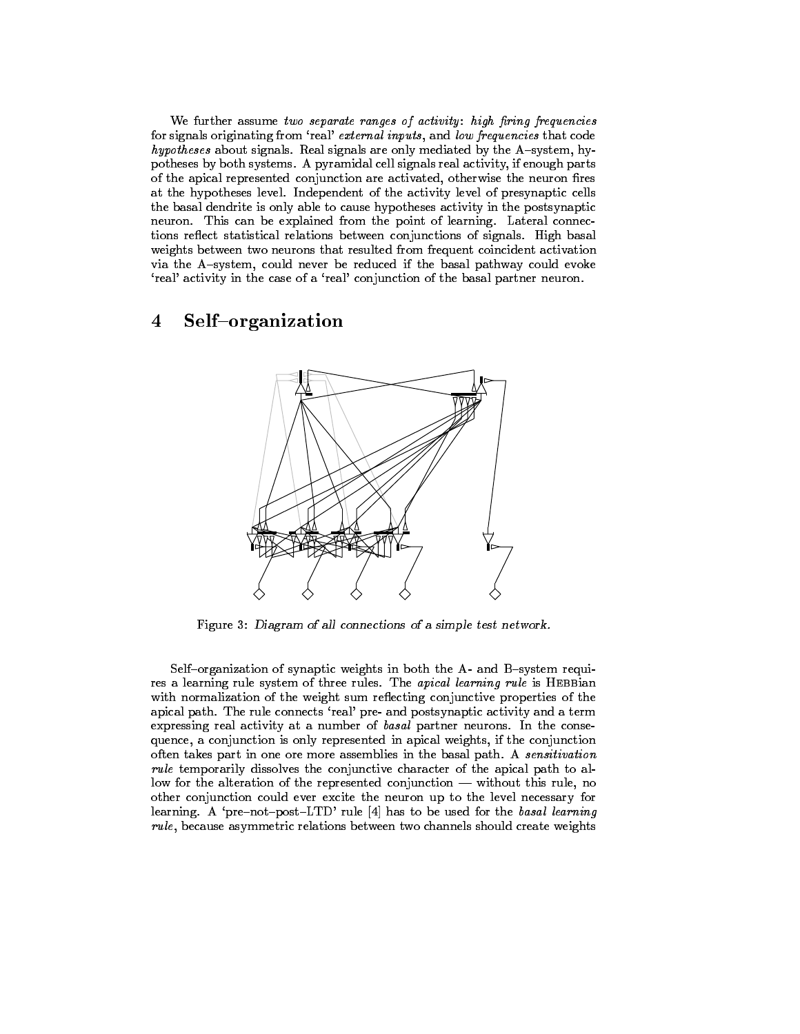We further assume *two separate ranges of activity*: *high firing frequencies* for signals originating from 'real' *external inputs*, and *low frequencies* that code *hypotheses* about signals. Real signals are only mediated by the A–system, hypotheses by both systems. A pyramidal cell signals real activity, if enough parts of the apical represented conjunction are activated, otherwise the neuron fires at the hypotheses level. Independent of the activity level of presynaptic cells the basal dendrite is only able to cause hypotheses activity in the postsynaptic neuron. This can be explained from the point of learning. Lateral connections reflect statistical relations between conjunctions of signals. High basal weights between two neurons that resulted from frequent coincident activation via the A–system, could never be reduced if the basal pathway could evoke 'real' activity in the case of a 'real' conjunction of the basal partner neuron.

# 4 Self–organization

Figure 3: *Diagram of all connections of a simple test network.*

Self–organization of synaptic weights in both the A- and B–system requires a learning rule system of three rules. The *apical learning rule* is HEBBian with normalization of the weight sum reflecting conjunctive properties of the apical path. The rule connects 'real' pre- and postsynaptic activity and a term expressing real activity at a number of *basal* partner neurons. In the consequence, a conjunction is only represented in apical weights, if the conjunction often takes part in one ore more assemblies in the basal path. A *sensitivation rule* temporarily dissolves the conjunctive character of the apical path to allow for the alteration of the represented conjunction — without this rule, no other conjunction could ever excite the neuron up to the level necessary for learning. A 'pre–not–post–LTD' rule [4] has to be used for the *basal learning rule*, because asymmetric relations between two channels should create weights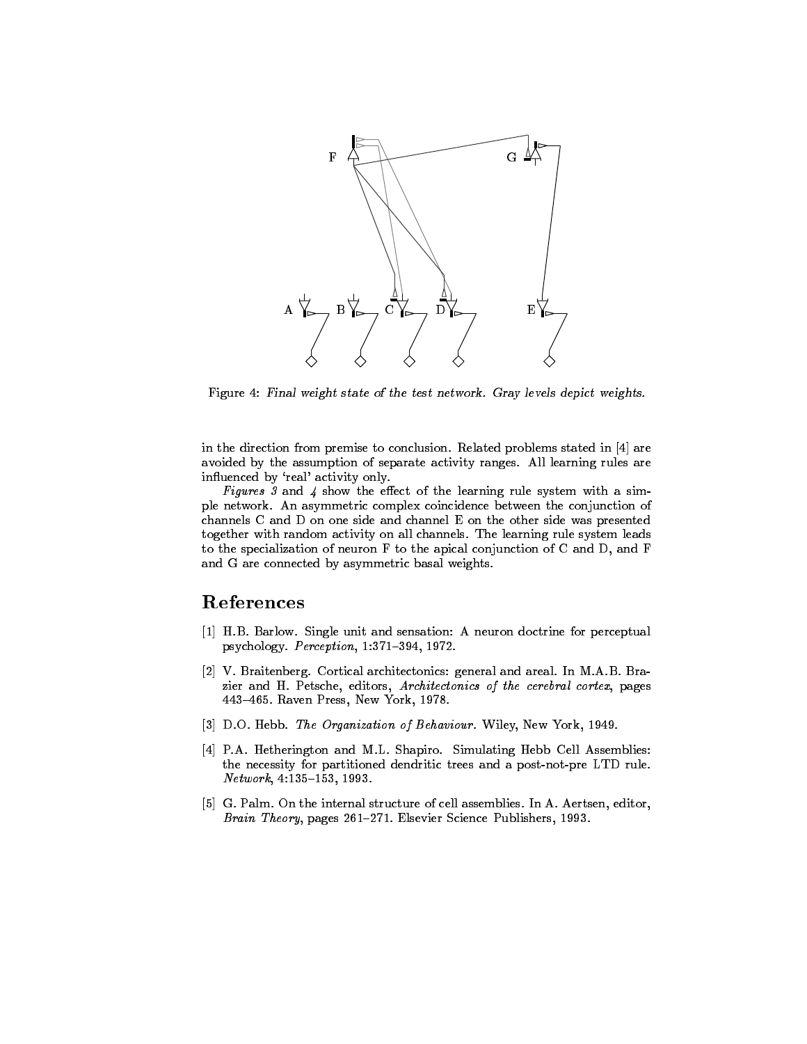F

G

A

B

C

D

E

Figure 4: *Final weight state of the test network. Gray levels depict weights.*

in the direction from premise to conclusion. Related problems stated in [4] are avoided by the assumption of separate activity ranges. All learning rules are influenced by 'real' activity only.

*Figures 3* and *4* show the effect of the learning rule system with a simple network. An asymmetric complex coincidence between the conjunction of channels C and D on one side and channel E on the other side was presented together with random activity on all channels. The learning rule system leads to the specialization of neuron F to the apical conjunction of C and D, and F and G are connected by asymmetric basal weights.

## References

[1] H.B. Barlow. Single unit and sensation: A neuron doctrine for perceptual psychology. *Perception*, 1:371–394, 1972.

[2] V. Braitenberg. Cortical architectonics: general and areal. In M.A.B. Brazier and H. Petsche, editors, *Architectonics of the cerebral cortex*, pages 443–465. Raven Press, New York, 1978.

[3] D.O. Hebb. *The Organization of Behaviour*. Wiley, New York, 1949.

[4] P.A. Hetherington and M.L. Shapiro. Simulating Hebb Cell Assemblies: the necessity for partitioned dendritic trees and a post-not-pre LTD rule. *Network*, 4:135–153, 1993.

[5] G. Palm. On the internal structure of cell assemblies. In A. Aertsen, editor, *Brain Theory*, pages 261–271. Elsevier Science Publishers, 1993.